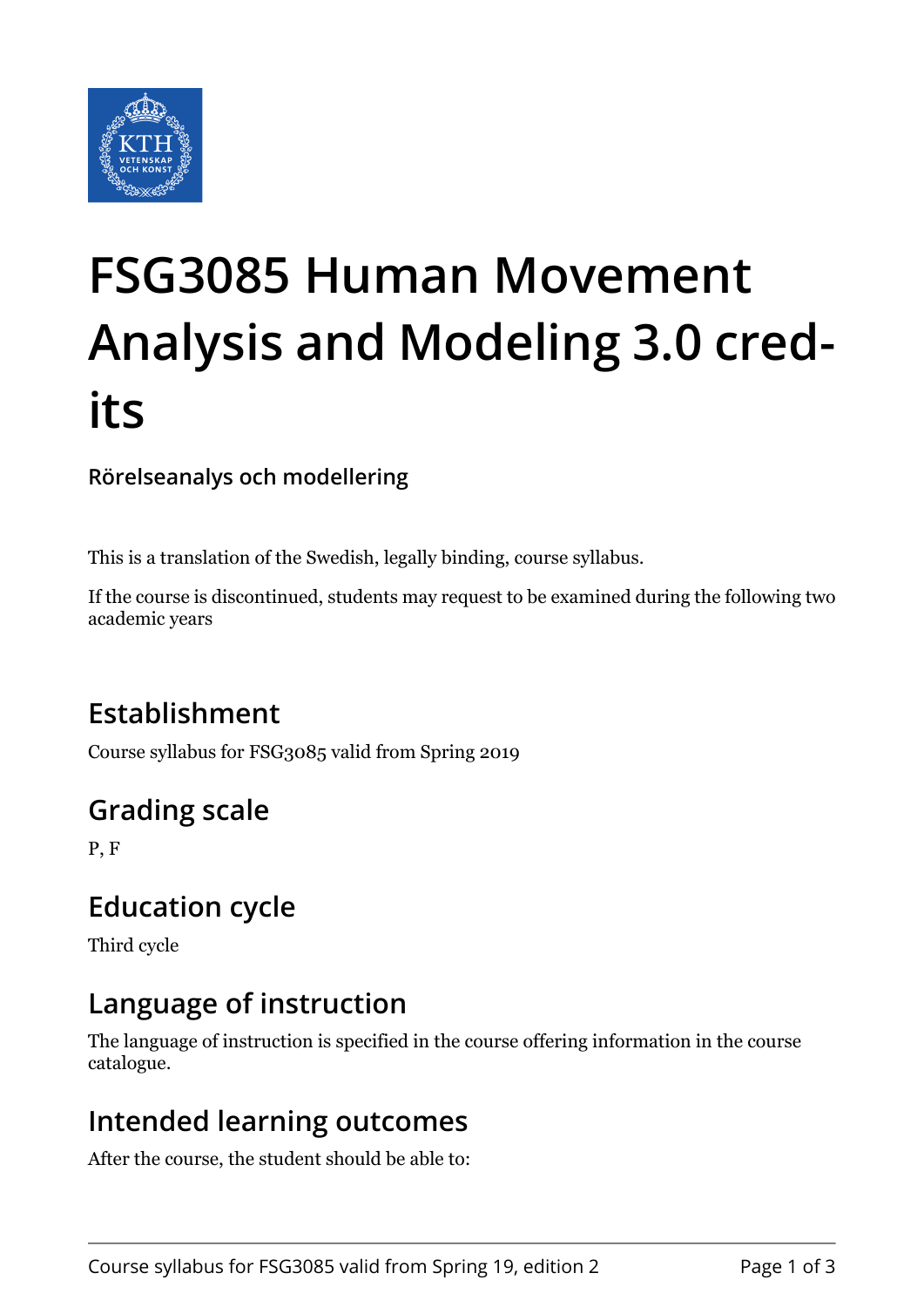# FSG3085 Human Movement Analysis and Modeling 3.0 credits

**Rörelseanalys och modellering**

This is a translation of the Swedish, legally binding, course syllabus.

If the course is discontinued, students may request to be examined during the following two academic years

## Establishment

Course syllabus for FSG3085 valid from Spring 2019

## Grading scale

P, F

## Education cycle

Third cycle

## Language of instruction

The language of instruction is specified in the course offering information in the course catalogue.

## Intended learning outcomes

After the course, the student should be able to: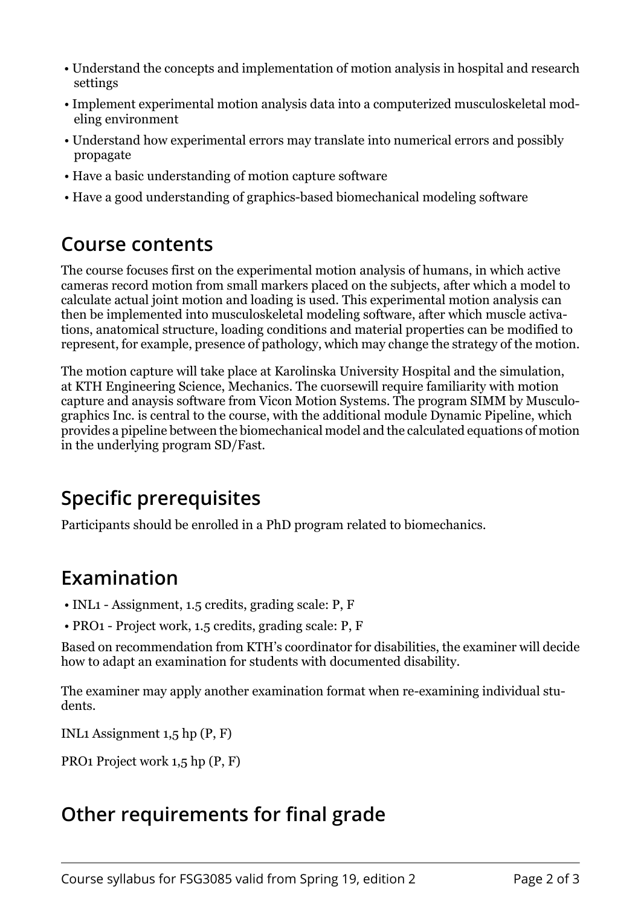- Understand the concepts and implementation of motion analysis in hospital and research settings
- Implement experimental motion analysis data into a computerized musculoskeletal modeling environment
- Understand how experimental errors may translate into numerical errors and possibly propagate
- Have a basic understanding of motion capture software
- Have a good understanding of graphics-based biomechanical modeling software

## Course contents

The course focuses first on the experimental motion analysis of humans, in which active cameras record motion from small markers placed on the subjects, after which a model to calculate actual joint motion and loading is used. This experimental motion analysis can then be implemented into musculoskeletal modeling software, after which muscle activations, anatomical structure, loading conditions and material properties can be modified to represent, for example, presence of pathology, which may change the strategy of the motion.

The motion capture will take place at Karolinska University Hospital and the simulation, at KTH Engineering Science, Mechanics. The cuorsewill require familiarity with motion capture and anaysis software from Vicon Motion Systems. The program SIMM by Musculographics Inc. is central to the course, with the additional module Dynamic Pipeline, which provides a pipeline between the biomechanical model and the calculated equations of motion in the underlying program SD/Fast.

## Specific prerequisites

Participants should be enrolled in a PhD program related to biomechanics.

## Examination

- INL1 - Assignment, 1.5 credits, grading scale: P, F
- PRO1 - Project work, 1.5 credits, grading scale: P, F

Based on recommendation from KTH's coordinator for disabilities, the examiner will decide how to adapt an examination for students with documented disability.

The examiner may apply another examination format when re-examining individual students.

INL1 Assignment 1,5 hp (P, F)

PRO1 Project work 1,5 hp (P, F)

## Other requirements for final grade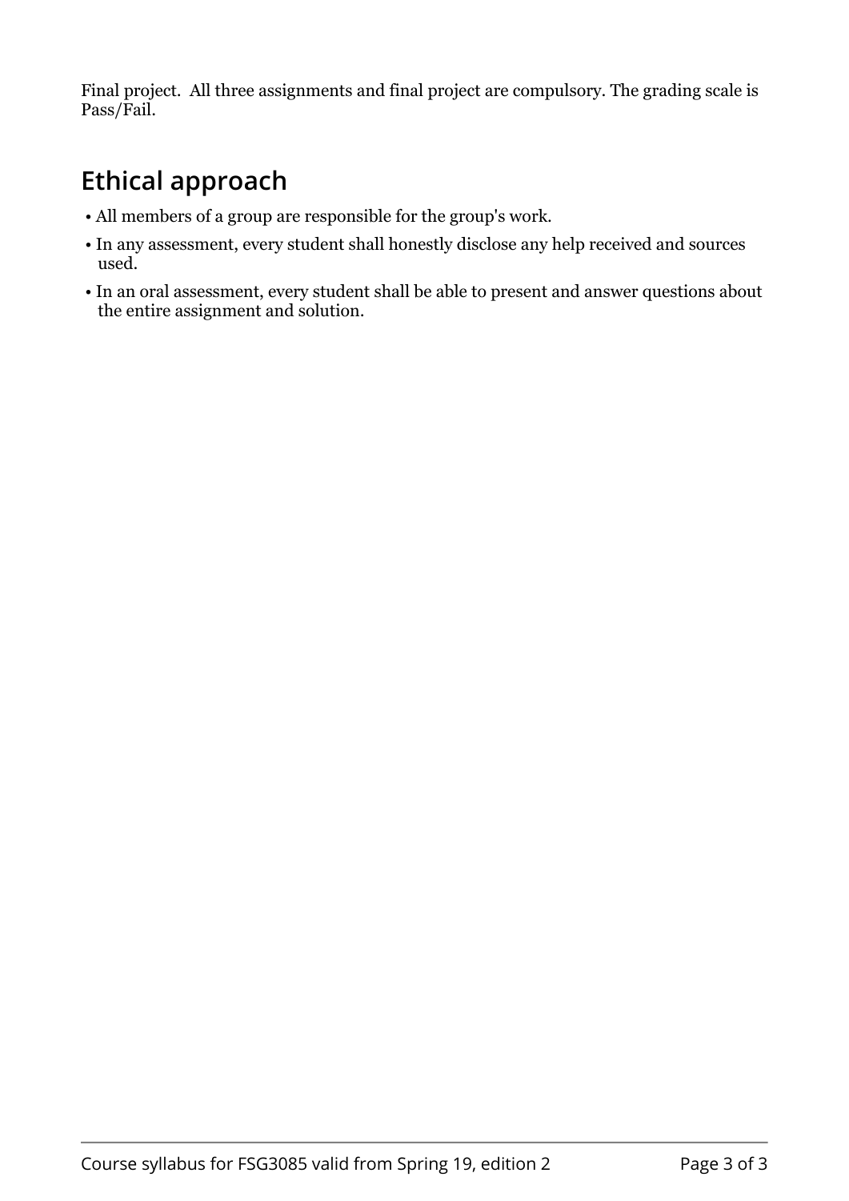Final project. All three assignments and final project are compulsory. The grading scale is Pass/Fail.

## Ethical approach

- All members of a group are responsible for the group's work.
- In any assessment, every student shall honestly disclose any help received and sources used.
- In an oral assessment, every student shall be able to present and answer questions about the entire assignment and solution.